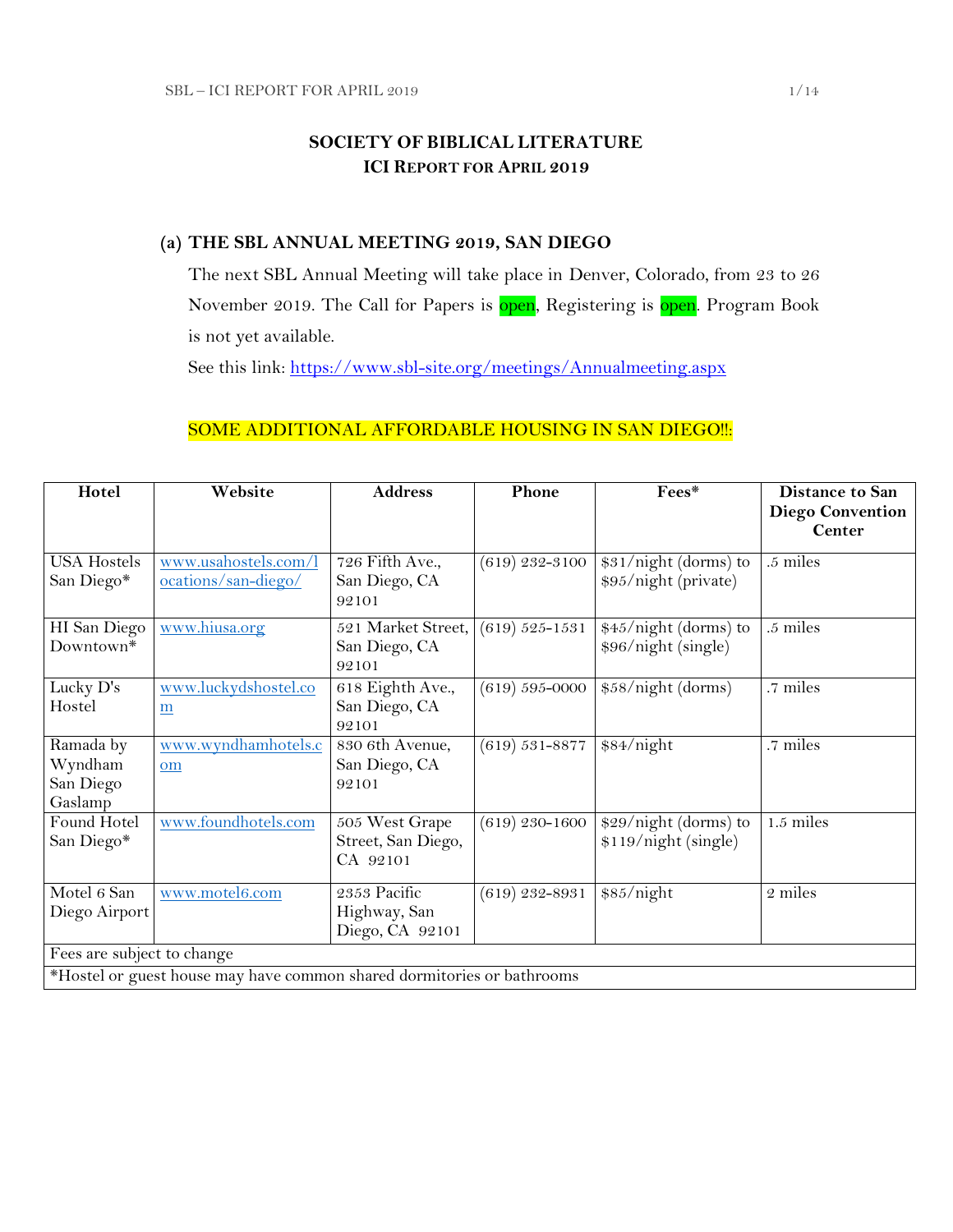# SOCIETY OF BIBLICAL LITERATURE
## ICI REPORT FOR APRIL 2019

### (a) THE SBL ANNUAL MEETING 2019, SAN DIEGO

The next SBL Annual Meeting will take place in Denver, Colorado, from 23 to 26 November 2019. The Call for Papers is open, Registering is open. Program Book is not yet available.

See this link: https://www.sbl-site.org/meetings/Annualmeeting.aspx

SOME ADDITIONAL AFFORDABLE HOUSING IN SAN DIEGO!!:

| Hotel | Website | Address | Phone | Fees* | Distance to San Diego Convention Center |
|---|---|---|---|---|---|
| USA Hostels San Diego* | www.usahostels.com/locations/san-diego/ | 726 Fifth Ave., San Diego, CA 92101 | (619) 232-3100 | $31/night (dorms) to $95/night (private) | .5 miles |
| HI San Diego Downtown* | www.hiusa.org | 521 Market Street, San Diego, CA 92101 | (619) 525-1531 | $45/night (dorms) to $96/night (single) | .5 miles |
| Lucky D's Hostel | www.luckydshostel.com | 618 Eighth Ave., San Diego, CA 92101 | (619) 595-0000 | $58/night (dorms) | .7 miles |
| Ramada by Wyndham San Diego Gaslamp | www.wyndhamhotels.com | 830 6th Avenue, San Diego, CA 92101 | (619) 531-8877 | $84/night | .7 miles |
| Found Hotel San Diego* | www.foundhotels.com | 505 West Grape Street, San Diego, CA 92101 | (619) 230-1600 | $29/night (dorms) to $119/night (single) | 1.5 miles |
| Motel 6 San Diego Airport | www.motel6.com | 2353 Pacific Highway, San Diego, CA 92101 | (619) 232-8931 | $85/night | 2 miles |
| Fees are subject to change | | | | | |
| *Hostel or guest house may have common shared dormitories or bathrooms | | | | | |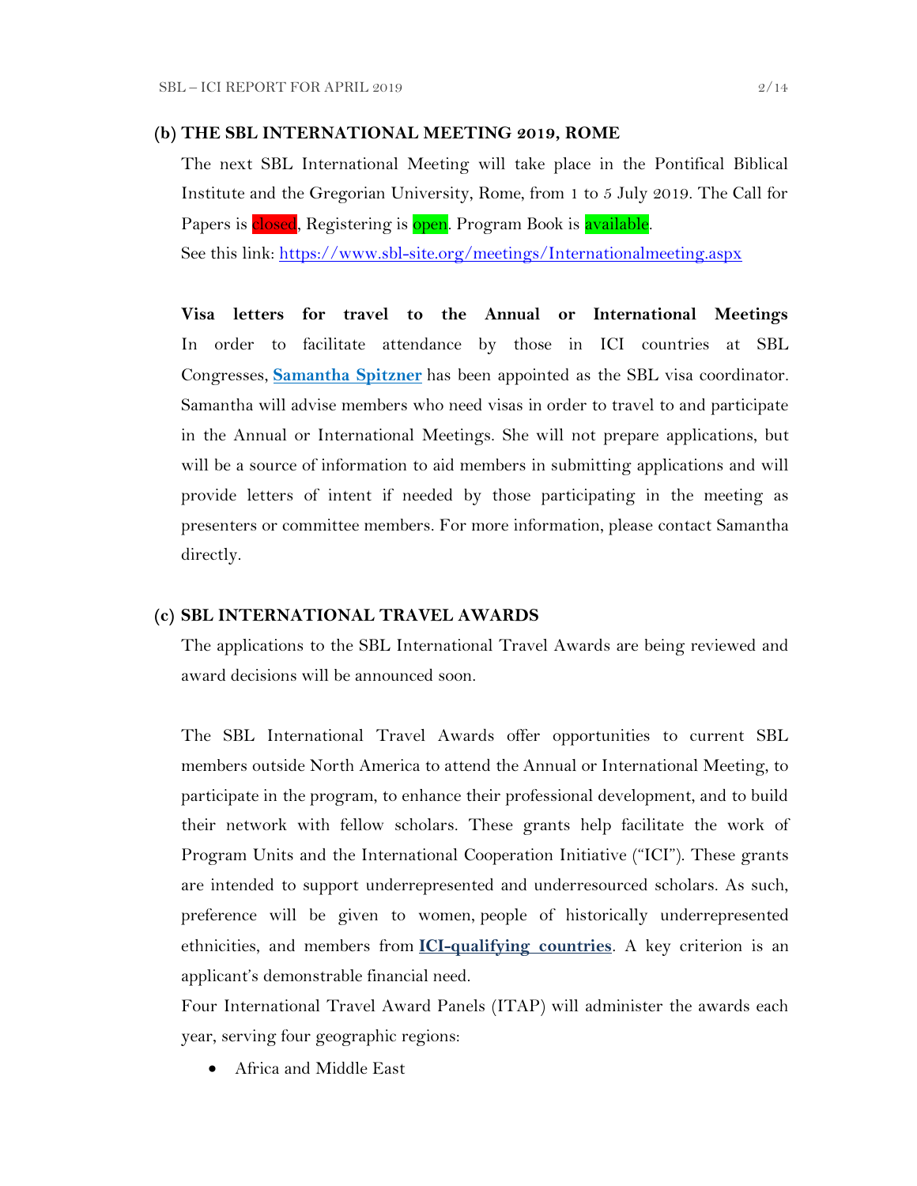### (b) THE SBL INTERNATIONAL MEETING 2019, ROME

The next SBL International Meeting will take place in the Pontifical Biblical Institute and the Gregorian University, Rome, from 1 to 5 July 2019. The Call for Papers is closed, Registering is open. Program Book is available.

See this link: https://www.sbl-site.org/meetings/Internationalmeeting.aspx

**Visa letters for travel to the Annual or International Meetings**
In order to facilitate attendance by those in ICI countries at SBL Congresses, **Samantha Spitzner** has been appointed as the SBL visa coordinator. Samantha will advise members who need visas in order to travel to and participate in the Annual or International Meetings. She will not prepare applications, but will be a source of information to aid members in submitting applications and will provide letters of intent if needed by those participating in the meeting as presenters or committee members. For more information, please contact Samantha directly.

### (c) SBL INTERNATIONAL TRAVEL AWARDS

The applications to the SBL International Travel Awards are being reviewed and award decisions will be announced soon.

The SBL International Travel Awards offer opportunities to current SBL members outside North America to attend the Annual or International Meeting, to participate in the program, to enhance their professional development, and to build their network with fellow scholars. These grants help facilitate the work of Program Units and the International Cooperation Initiative ("ICI"). These grants are intended to support underrepresented and underresourced scholars. As such, preference will be given to women, people of historically underrepresented ethnicities, and members from **ICI-qualifying countries**. A key criterion is an applicant's demonstrable financial need.

Four International Travel Award Panels (ITAP) will administer the awards each year, serving four geographic regions:

- Africa and Middle East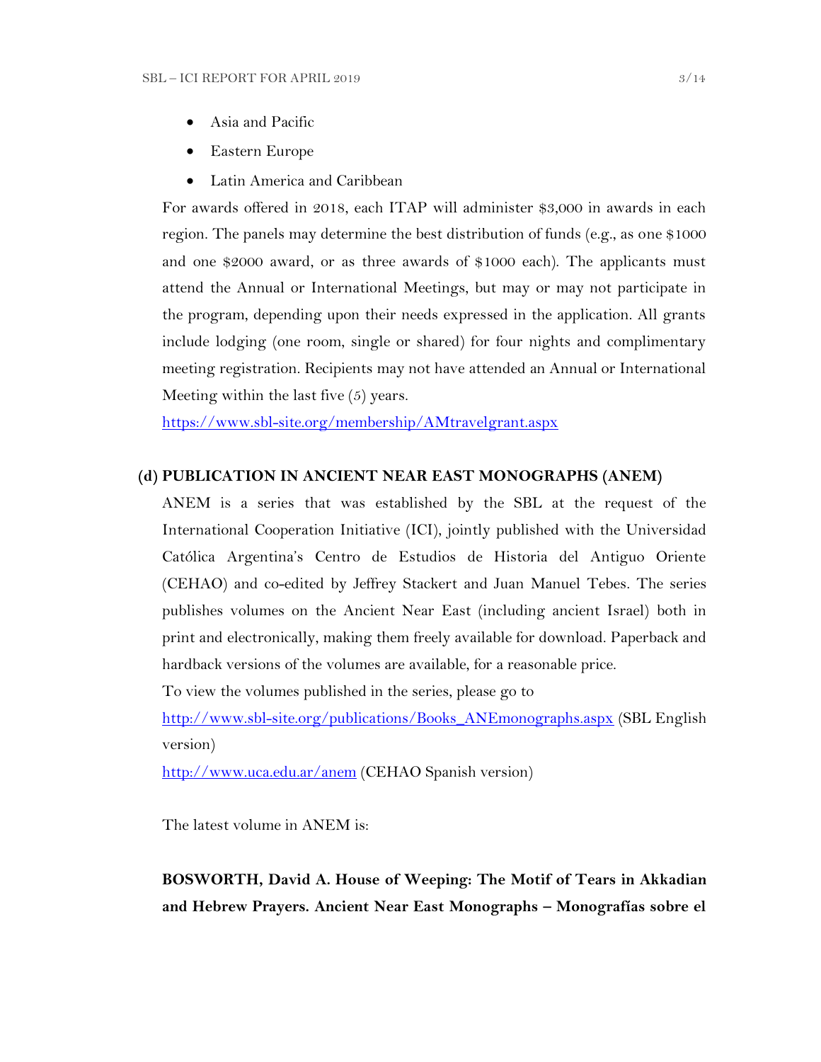- Asia and Pacific
- Eastern Europe
- Latin America and Caribbean

For awards offered in 2018, each ITAP will administer $3,000 in awards in each region. The panels may determine the best distribution of funds (e.g., as one $1000 and one $2000 award, or as three awards of $1000 each). The applicants must attend the Annual or International Meetings, but may or may not participate in the program, depending upon their needs expressed in the application. All grants include lodging (one room, single or shared) for four nights and complimentary meeting registration. Recipients may not have attended an Annual or International Meeting within the last five (5) years.

[https://www.sbl-site.org/membership/AMtravelgrant.aspx](https://www.sbl-site.org/membership/AMtravelgrant.aspx)

**(d) PUBLICATION IN ANCIENT NEAR EAST MONOGRAPHS (ANEM)**

ANEM is a series that was established by the SBL at the request of the International Cooperation Initiative (ICI), jointly published with the Universidad Católica Argentina's Centro de Estudios de Historia del Antiguo Oriente (CEHAO) and co-edited by Jeffrey Stackert and Juan Manuel Tebes. The series publishes volumes on the Ancient Near East (including ancient Israel) both in print and electronically, making them freely available for download. Paperback and hardback versions of the volumes are available, for a reasonable price.

To view the volumes published in the series, please go to

[http://www.sbl-site.org/publications/Books_ANEmonographs.aspx](http://www.sbl-site.org/publications/Books_ANEmonographs.aspx) (SBL English version)

[http://www.uca.edu.ar/anem](http://www.uca.edu.ar/anem) (CEHAO Spanish version)

The latest volume in ANEM is:

**BOSWORTH, David A. House of Weeping: The Motif of Tears in Akkadian and Hebrew Prayers. Ancient Near East Monographs – Monografías sobre el**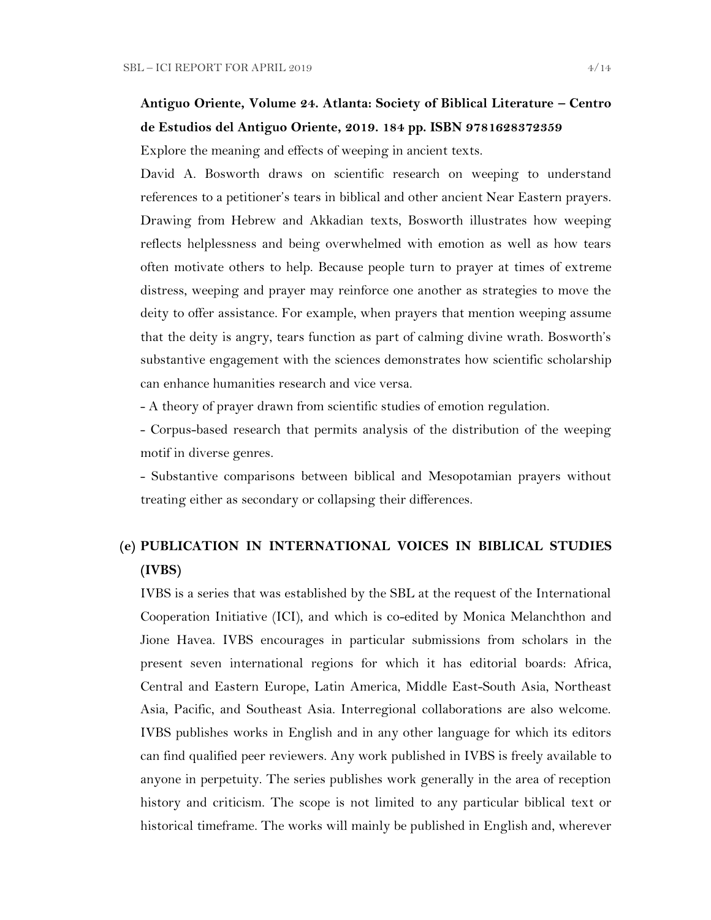**Antiguo Oriente, Volume 24. Atlanta: Society of Biblical Literature – Centro de Estudios del Antiguo Oriente, 2019. 184 pp. ISBN 9781628372359**

Explore the meaning and effects of weeping in ancient texts.

David A. Bosworth draws on scientific research on weeping to understand references to a petitioner's tears in biblical and other ancient Near Eastern prayers. Drawing from Hebrew and Akkadian texts, Bosworth illustrates how weeping reflects helplessness and being overwhelmed with emotion as well as how tears often motivate others to help. Because people turn to prayer at times of extreme distress, weeping and prayer may reinforce one another as strategies to move the deity to offer assistance. For example, when prayers that mention weeping assume that the deity is angry, tears function as part of calming divine wrath. Bosworth's substantive engagement with the sciences demonstrates how scientific scholarship can enhance humanities research and vice versa.

- A theory of prayer drawn from scientific studies of emotion regulation.
- Corpus-based research that permits analysis of the distribution of the weeping motif in diverse genres.
- Substantive comparisons between biblical and Mesopotamian prayers without treating either as secondary or collapsing their differences.

## (e) PUBLICATION IN INTERNATIONAL VOICES IN BIBLICAL STUDIES (IVBS)

IVBS is a series that was established by the SBL at the request of the International Cooperation Initiative (ICI), and which is co-edited by Monica Melanchthon and Jione Havea. IVBS encourages in particular submissions from scholars in the present seven international regions for which it has editorial boards: Africa, Central and Eastern Europe, Latin America, Middle East-South Asia, Northeast Asia, Pacific, and Southeast Asia. Interregional collaborations are also welcome. IVBS publishes works in English and in any other language for which its editors can find qualified peer reviewers. Any work published in IVBS is freely available to anyone in perpetuity. The series publishes work generally in the area of reception history and criticism. The scope is not limited to any particular biblical text or historical timeframe. The works will mainly be published in English and, wherever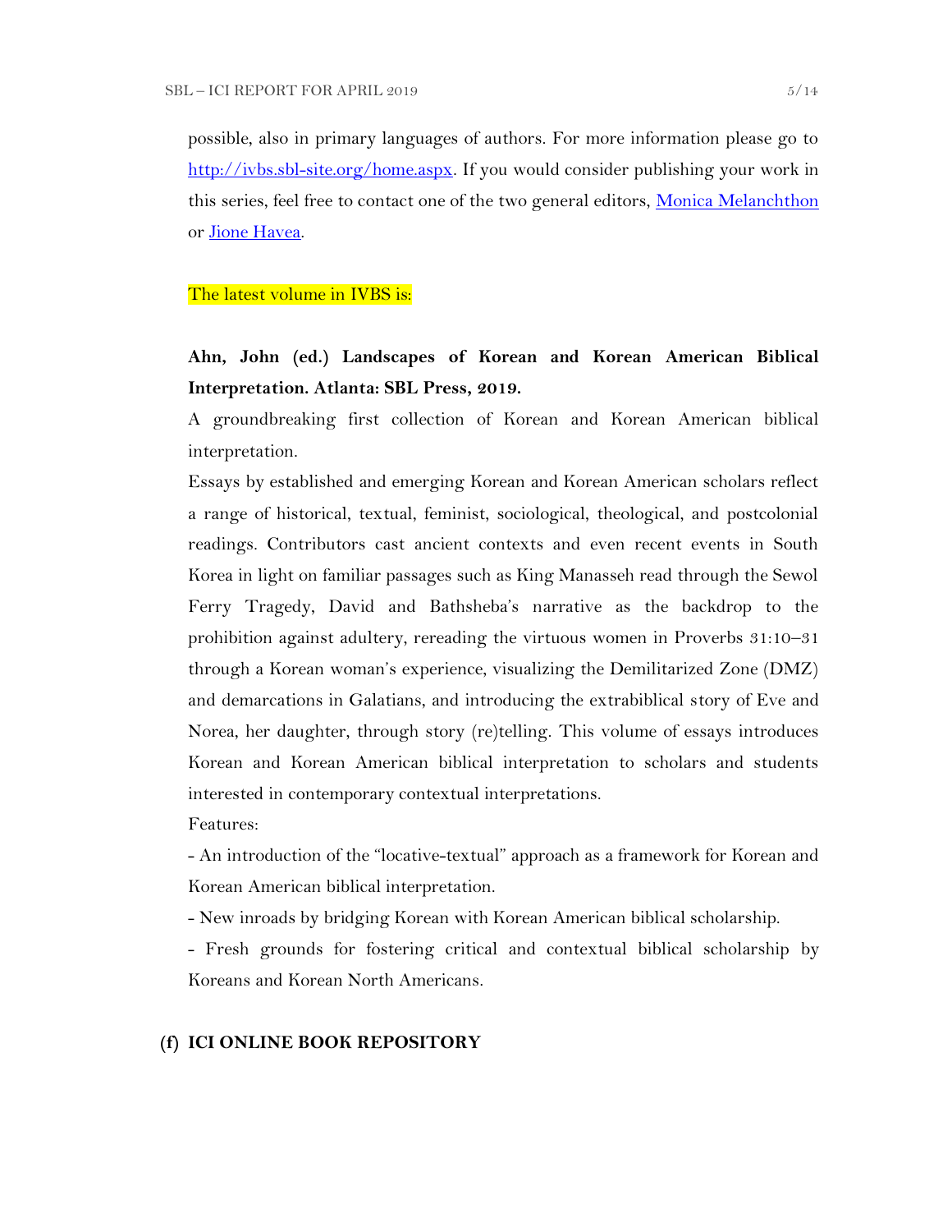possible, also in primary languages of authors. For more information please go to [http://ivbs.sbl-site.org/home.aspx](http://ivbs.sbl-site.org/home.aspx). If you would consider publishing your work in this series, feel free to contact one of the two general editors, Monica Melanchthon or Jione Havea.

The latest volume in IVBS is:

**Ahn, John (ed.) Landscapes of Korean and Korean American Biblical Interpretation. Atlanta: SBL Press, 2019.**

A groundbreaking first collection of Korean and Korean American biblical interpretation.

Essays by established and emerging Korean and Korean American scholars reflect a range of historical, textual, feminist, sociological, theological, and postcolonial readings. Contributors cast ancient contexts and even recent events in South Korea in light on familiar passages such as King Manasseh read through the Sewol Ferry Tragedy, David and Bathsheba's narrative as the backdrop to the prohibition against adultery, rereading the virtuous women in Proverbs 31:10–31 through a Korean woman's experience, visualizing the Demilitarized Zone (DMZ) and demarcations in Galatians, and introducing the extrabiblical story of Eve and Norea, her daughter, through story (re)telling. This volume of essays introduces Korean and Korean American biblical interpretation to scholars and students interested in contemporary contextual interpretations.

Features:

- An introduction of the "locative-textual" approach as a framework for Korean and Korean American biblical interpretation.
- New inroads by bridging Korean with Korean American biblical scholarship.
- Fresh grounds for fostering critical and contextual biblical scholarship by Koreans and Korean North Americans.

## (f) ICI ONLINE BOOK REPOSITORY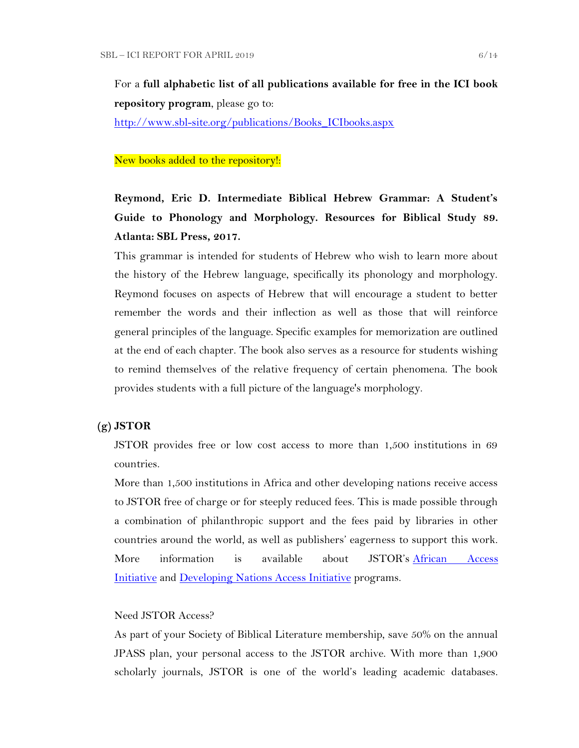For a **full alphabetic list of all publications available for free in the ICI book repository program**, please go to:

[http://www.sbl-site.org/publications/Books_ICIbooks.aspx](http://www.sbl-site.org/publications/Books_ICIbooks.aspx)

New books added to the repository!:

**Reymond, Eric D. Intermediate Biblical Hebrew Grammar: A Student's Guide to Phonology and Morphology. Resources for Biblical Study 89. Atlanta: SBL Press, 2017.**

This grammar is intended for students of Hebrew who wish to learn more about the history of the Hebrew language, specifically its phonology and morphology. Reymond focuses on aspects of Hebrew that will encourage a student to better remember the words and their inflection as well as those that will reinforce general principles of the language. Specific examples for memorization are outlined at the end of each chapter. The book also serves as a resource for students wishing to remind themselves of the relative frequency of certain phenomena. The book provides students with a full picture of the language's morphology.

**(g) JSTOR**

JSTOR provides free or low cost access to more than 1,500 institutions in 69 countries.

More than 1,500 institutions in Africa and other developing nations receive access to JSTOR free of charge or for steeply reduced fees. This is made possible through a combination of philanthropic support and the fees paid by libraries in other countries around the world, as well as publishers' eagerness to support this work. More information is available about JSTOR's African Access Initiative and Developing Nations Access Initiative programs.

Need JSTOR Access?

As part of your Society of Biblical Literature membership, save 50% on the annual JPASS plan, your personal access to the JSTOR archive. With more than 1,900 scholarly journals, JSTOR is one of the world's leading academic databases.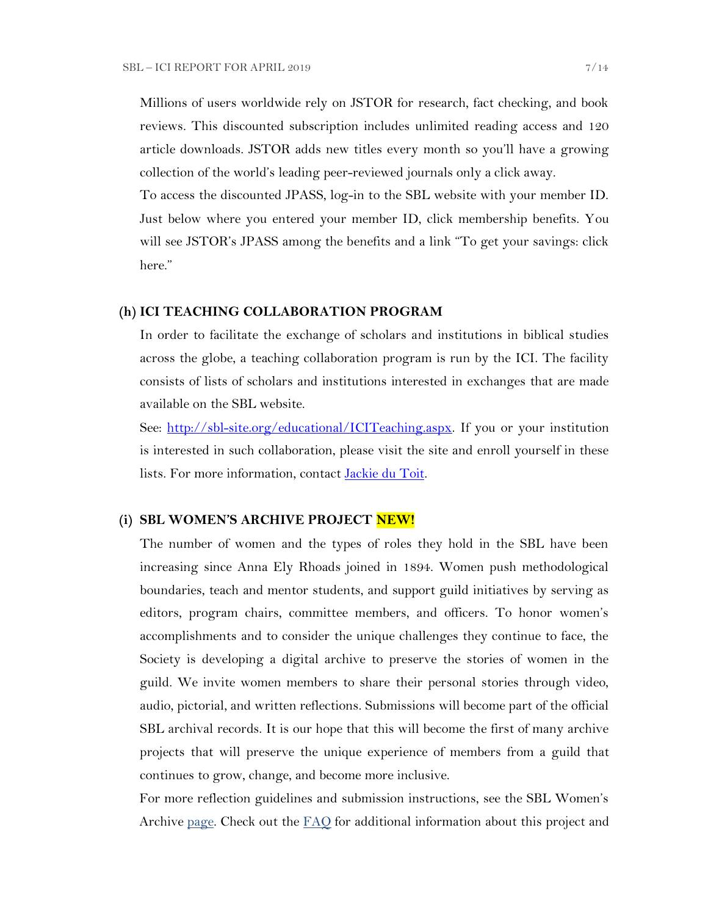Millions of users worldwide rely on JSTOR for research, fact checking, and book reviews. This discounted subscription includes unlimited reading access and 120 article downloads. JSTOR adds new titles every month so you'll have a growing collection of the world's leading peer-reviewed journals only a click away.

To access the discounted JPASS, log-in to the SBL website with your member ID. Just below where you entered your member ID, click membership benefits. You will see JSTOR's JPASS among the benefits and a link "To get your savings: click here."

### (h) ICI TEACHING COLLABORATION PROGRAM

In order to facilitate the exchange of scholars and institutions in biblical studies across the globe, a teaching collaboration program is run by the ICI. The facility consists of lists of scholars and institutions interested in exchanges that are made available on the SBL website.

See: [http://sbl-site.org/educational/ICITeaching.aspx](http://sbl-site.org/educational/ICITeaching.aspx). If you or your institution is interested in such collaboration, please visit the site and enroll yourself in these lists. For more information, contact Jackie du Toit.

### (i) SBL WOMEN'S ARCHIVE PROJECT **NEW!**

The number of women and the types of roles they hold in the SBL have been increasing since Anna Ely Rhoads joined in 1894. Women push methodological boundaries, teach and mentor students, and support guild initiatives by serving as editors, program chairs, committee members, and officers. To honor women's accomplishments and to consider the unique challenges they continue to face, the Society is developing a digital archive to preserve the stories of women in the guild. We invite women members to share their personal stories through video, audio, pictorial, and written reflections. Submissions will become part of the official SBL archival records. It is our hope that this will become the first of many archive projects that will preserve the unique experience of members from a guild that continues to grow, change, and become more inclusive.

For more reflection guidelines and submission instructions, see the SBL Women's Archive page. Check out the FAQ for additional information about this project and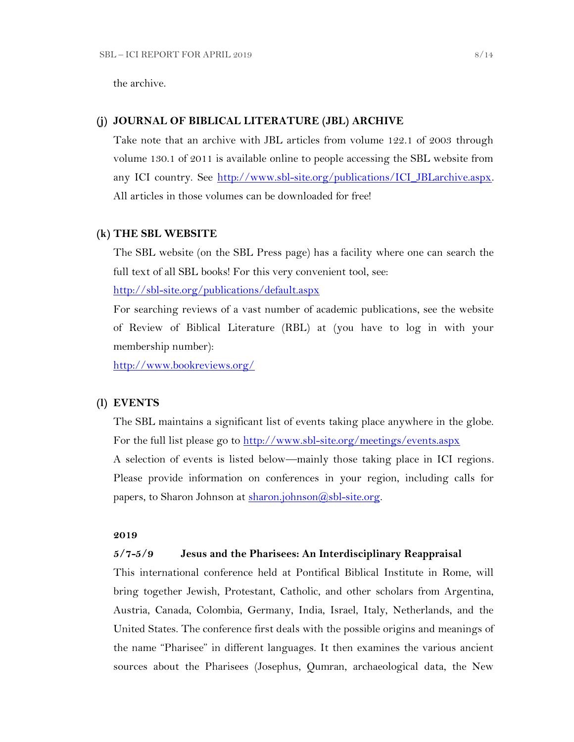the archive.

### (j) JOURNAL OF BIBLICAL LITERATURE (JBL) ARCHIVE

Take note that an archive with JBL articles from volume 122.1 of 2003 through volume 130.1 of 2011 is available online to people accessing the SBL website from any ICI country. See http://www.sbl-site.org/publications/ICI_JBLarchive.aspx. All articles in those volumes can be downloaded for free!

### (k) THE SBL WEBSITE

The SBL website (on the SBL Press page) has a facility where one can search the full text of all SBL books! For this very convenient tool, see:

http://sbl-site.org/publications/default.aspx

For searching reviews of a vast number of academic publications, see the website of Review of Biblical Literature (RBL) at (you have to log in with your membership number):

http://www.bookreviews.org/

### (l) EVENTS

The SBL maintains a significant list of events taking place anywhere in the globe. For the full list please go to http://www.sbl-site.org/meetings/events.aspx

A selection of events is listed below—mainly those taking place in ICI regions. Please provide information on conferences in your region, including calls for papers, to Sharon Johnson at sharon.johnson@sbl-site.org.

**2019**

**5/7-5/9 Jesus and the Pharisees: An Interdisciplinary Reappraisal**

This international conference held at Pontifical Biblical Institute in Rome, will bring together Jewish, Protestant, Catholic, and other scholars from Argentina, Austria, Canada, Colombia, Germany, India, Israel, Italy, Netherlands, and the United States. The conference first deals with the possible origins and meanings of the name "Pharisee" in different languages. It then examines the various ancient sources about the Pharisees (Josephus, Qumran, archaeological data, the New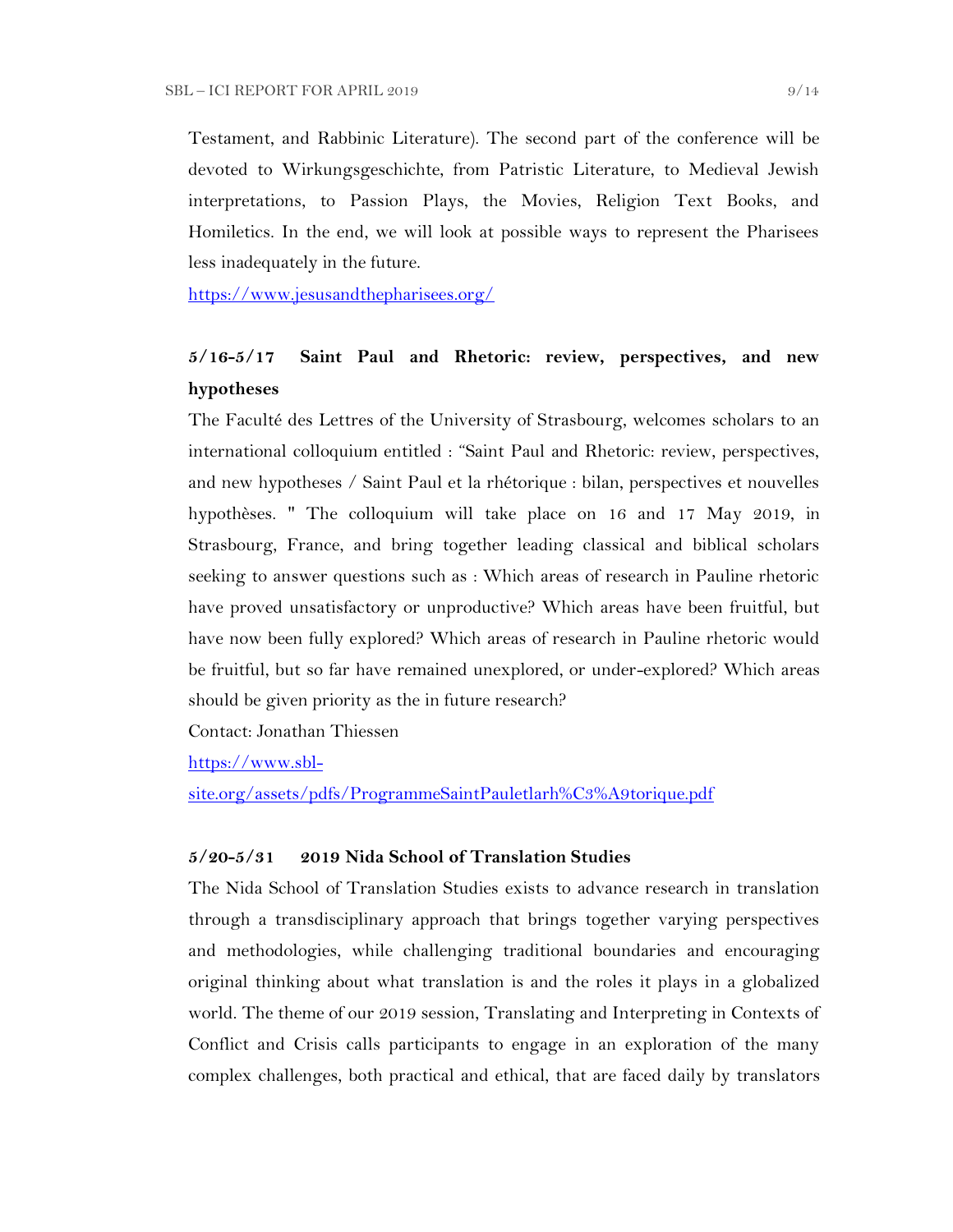Testament, and Rabbinic Literature). The second part of the conference will be devoted to Wirkungsgeschichte, from Patristic Literature, to Medieval Jewish interpretations, to Passion Plays, the Movies, Religion Text Books, and Homiletics. In the end, we will look at possible ways to represent the Pharisees less inadequately in the future.

[https://www.jesusandthepharisees.org/](https://www.jesusandthepharisees.org/)

### 5/16-5/17 Saint Paul and Rhetoric: review, perspectives, and new hypotheses

The Faculté des Lettres of the University of Strasbourg, welcomes scholars to an international colloquium entitled : "Saint Paul and Rhetoric: review, perspectives, and new hypotheses / Saint Paul et la rhétorique : bilan, perspectives et nouvelles hypothèses. " The colloquium will take place on 16 and 17 May 2019, in Strasbourg, France, and bring together leading classical and biblical scholars seeking to answer questions such as : Which areas of research in Pauline rhetoric have proved unsatisfactory or unproductive? Which areas have been fruitful, but have now been fully explored? Which areas of research in Pauline rhetoric would be fruitful, but so far have remained unexplored, or under-explored? Which areas should be given priority as the in future research?

Contact: Jonathan Thiessen

[https://www.sbl-site.org/assets/pdfs/ProgrammeSaintPauletlarh%C3%A9torique.pdf](https://www.sbl-site.org/assets/pdfs/ProgrammeSaintPauletlarh%C3%A9torique.pdf)

### 5/20-5/31 2019 Nida School of Translation Studies

The Nida School of Translation Studies exists to advance research in translation through a transdisciplinary approach that brings together varying perspectives and methodologies, while challenging traditional boundaries and encouraging original thinking about what translation is and the roles it plays in a globalized world. The theme of our 2019 session, Translating and Interpreting in Contexts of Conflict and Crisis calls participants to engage in an exploration of the many complex challenges, both practical and ethical, that are faced daily by translators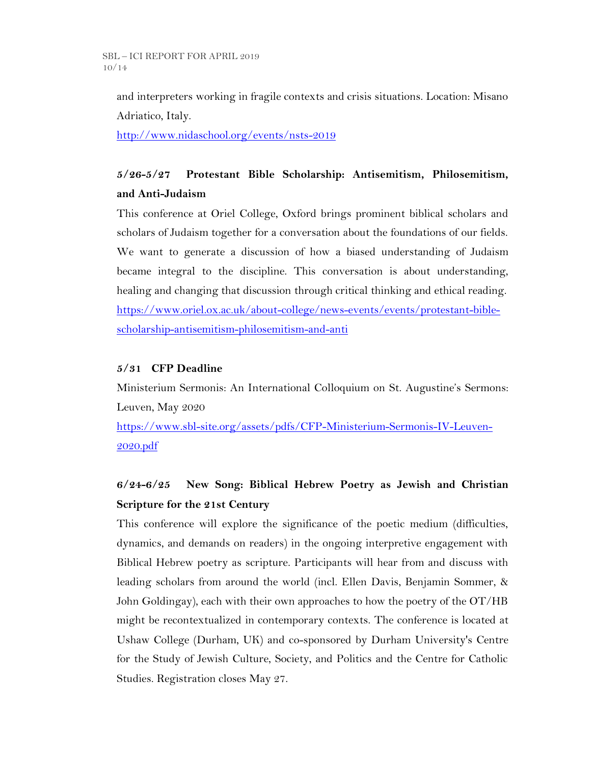and interpreters working in fragile contexts and crisis situations. Location: Misano Adriatico, Italy.
http://www.nidaschool.org/events/nsts-2019

**5/26-5/27 Protestant Bible Scholarship: Antisemitism, Philosemitism, and Anti-Judaism**

This conference at Oriel College, Oxford brings prominent biblical scholars and scholars of Judaism together for a conversation about the foundations of our fields. We want to generate a discussion of how a biased understanding of Judaism became integral to the discipline. This conversation is about understanding, healing and changing that discussion through critical thinking and ethical reading.
https://www.oriel.ox.ac.uk/about-college/news-events/events/protestant-bible-scholarship-antisemitism-philosemitism-and-anti

**5/31 CFP Deadline**

Ministerium Sermonis: An International Colloquium on St. Augustine's Sermons: Leuven, May 2020
https://www.sbl-site.org/assets/pdfs/CFP-Ministerium-Sermonis-IV-Leuven-2020.pdf

**6/24-6/25 New Song: Biblical Hebrew Poetry as Jewish and Christian Scripture for the 21st Century**

This conference will explore the significance of the poetic medium (difficulties, dynamics, and demands on readers) in the ongoing interpretive engagement with Biblical Hebrew poetry as scripture. Participants will hear from and discuss with leading scholars from around the world (incl. Ellen Davis, Benjamin Sommer, & John Goldingay), each with their own approaches to how the poetry of the OT/HB might be recontextualized in contemporary contexts. The conference is located at Ushaw College (Durham, UK) and co-sponsored by Durham University's Centre for the Study of Jewish Culture, Society, and Politics and the Centre for Catholic Studies. Registration closes May 27.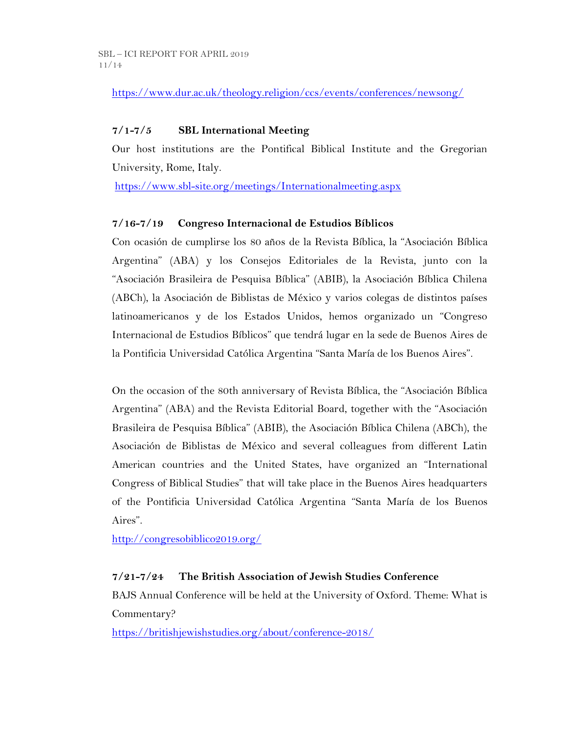https://www.dur.ac.uk/theology.religion/ccs/events/conferences/newsong/

**7/1-7/5 SBL International Meeting**

Our host institutions are the Pontifical Biblical Institute and the Gregorian University, Rome, Italy.

https://www.sbl-site.org/meetings/Internationalmeeting.aspx

**7/16-7/19 Congreso Internacional de Estudios Bíblicos**

Con ocasión de cumplirse los 80 años de la Revista Bíblica, la "Asociación Bíblica Argentina" (ABA) y los Consejos Editoriales de la Revista, junto con la "Asociación Brasileira de Pesquisa Bíblica" (ABIB), la Asociación Bíblica Chilena (ABCh), la Asociación de Biblistas de México y varios colegas de distintos países latinoamericanos y de los Estados Unidos, hemos organizado un "Congreso Internacional de Estudios Bíblicos" que tendrá lugar en la sede de Buenos Aires de la Pontificia Universidad Católica Argentina "Santa María de los Buenos Aires".

On the occasion of the 80th anniversary of Revista Bíblica, the "Asociación Bíblica Argentina" (ABA) and the Revista Editorial Board, together with the "Asociación Brasileira de Pesquisa Bíblica" (ABIB), the Asociación Bíblica Chilena (ABCh), the Asociación de Biblistas de México and several colleagues from different Latin American countries and the United States, have organized an "International Congress of Biblical Studies" that will take place in the Buenos Aires headquarters of the Pontificia Universidad Católica Argentina "Santa María de los Buenos Aires".

http://congresobiblico2019.org/

**7/21-7/24 The British Association of Jewish Studies Conference**

BAJS Annual Conference will be held at the University of Oxford. Theme: What is Commentary?

https://britishjewishstudies.org/about/conference-2018/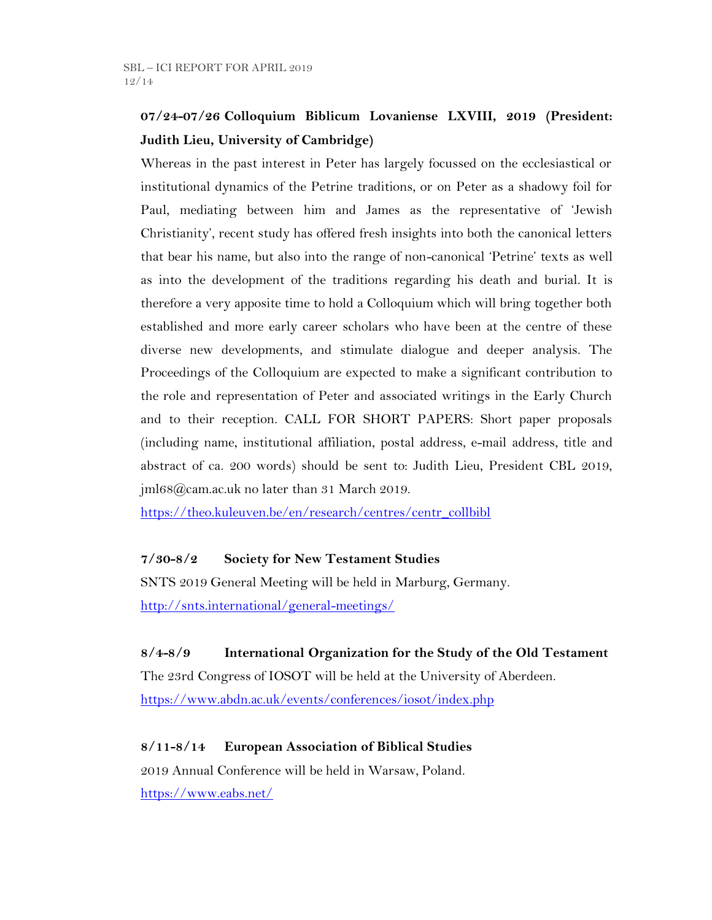**07/24-07/26 Colloquium Biblicum Lovaniense LXVIII, 2019 (President: Judith Lieu, University of Cambridge)**

Whereas in the past interest in Peter has largely focussed on the ecclesiastical or institutional dynamics of the Petrine traditions, or on Peter as a shadowy foil for Paul, mediating between him and James as the representative of 'Jewish Christianity', recent study has offered fresh insights into both the canonical letters that bear his name, but also into the range of non-canonical 'Petrine' texts as well as into the development of the traditions regarding his death and burial. It is therefore a very apposite time to hold a Colloquium which will bring together both established and more early career scholars who have been at the centre of these diverse new developments, and stimulate dialogue and deeper analysis. The Proceedings of the Colloquium are expected to make a significant contribution to the role and representation of Peter and associated writings in the Early Church and to their reception. CALL FOR SHORT PAPERS: Short paper proposals (including name, institutional affiliation, postal address, e-mail address, title and abstract of ca. 200 words) should be sent to: Judith Lieu, President CBL 2019, jml68@cam.ac.uk no later than 31 March 2019.

https://theo.kuleuven.be/en/research/centres/centr_collbibl

**7/30-8/2 Society for New Testament Studies**

SNTS 2019 General Meeting will be held in Marburg, Germany.

http://snts.international/general-meetings/

**8/4-8/9 International Organization for the Study of the Old Testament**

The 23rd Congress of IOSOT will be held at the University of Aberdeen.

https://www.abdn.ac.uk/events/conferences/iosot/index.php

**8/11-8/14 European Association of Biblical Studies**

2019 Annual Conference will be held in Warsaw, Poland.

https://www.eabs.net/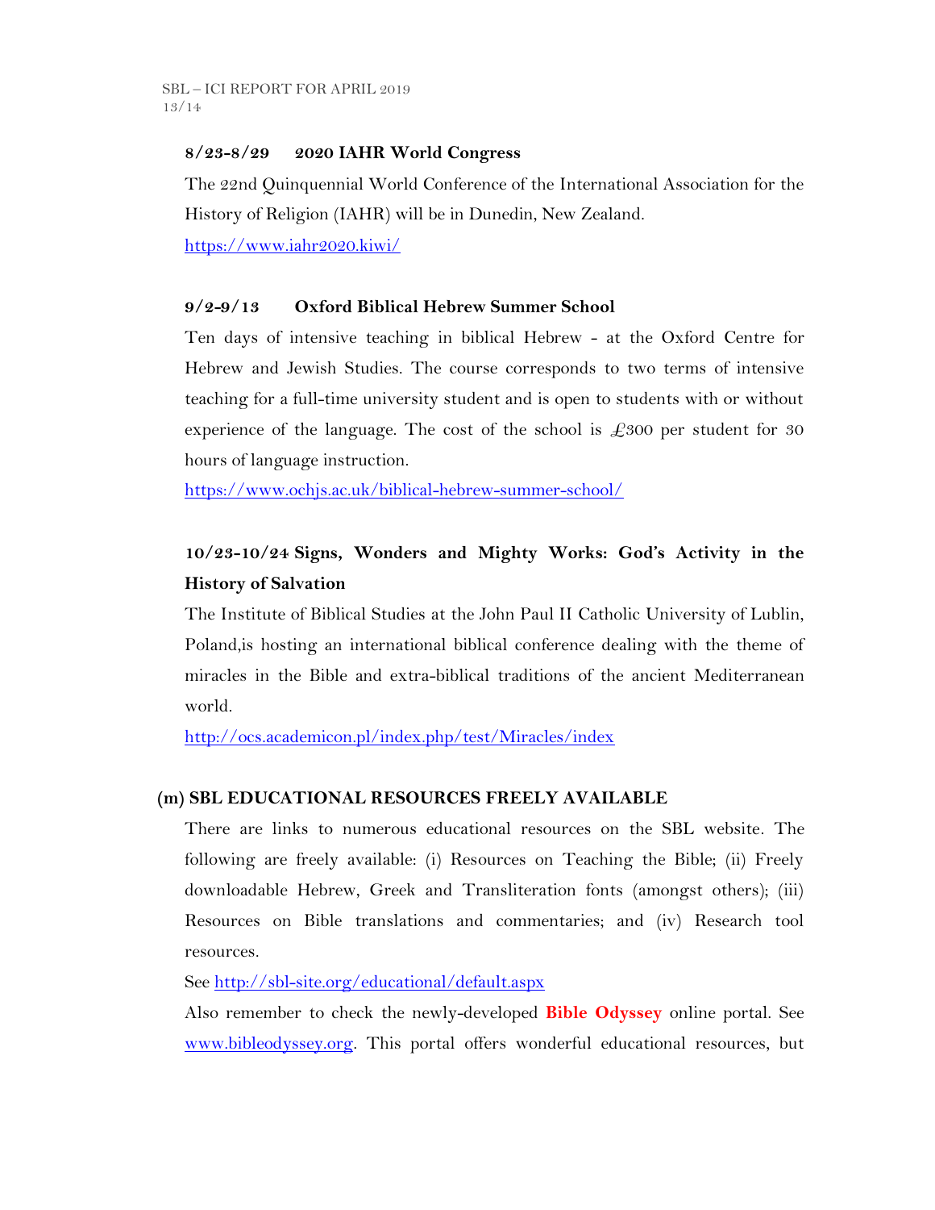**8/23-8/29 2020 IAHR World Congress**

The 22nd Quinquennial World Conference of the International Association for the History of Religion (IAHR) will be in Dunedin, New Zealand.

https://www.iahr2020.kiwi/

**9/2-9/13 Oxford Biblical Hebrew Summer School**

Ten days of intensive teaching in biblical Hebrew - at the Oxford Centre for Hebrew and Jewish Studies. The course corresponds to two terms of intensive teaching for a full-time university student and is open to students with or without experience of the language. The cost of the school is £300 per student for 30 hours of language instruction.

https://www.ochjs.ac.uk/biblical-hebrew-summer-school/

**10/23-10/24 Signs, Wonders and Mighty Works: God's Activity in the History of Salvation**

The Institute of Biblical Studies at the John Paul II Catholic University of Lublin, Poland,is hosting an international biblical conference dealing with the theme of miracles in the Bible and extra-biblical traditions of the ancient Mediterranean world.

http://ocs.academicon.pl/index.php/test/Miracles/index

## (m) SBL EDUCATIONAL RESOURCES FREELY AVAILABLE

There are links to numerous educational resources on the SBL website. The following are freely available: (i) Resources on Teaching the Bible; (ii) Freely downloadable Hebrew, Greek and Transliteration fonts (amongst others); (iii) Resources on Bible translations and commentaries; and (iv) Research tool resources.

See http://sbl-site.org/educational/default.aspx

Also remember to check the newly-developed **Bible Odyssey** online portal. See www.bibleodyssey.org. This portal offers wonderful educational resources, but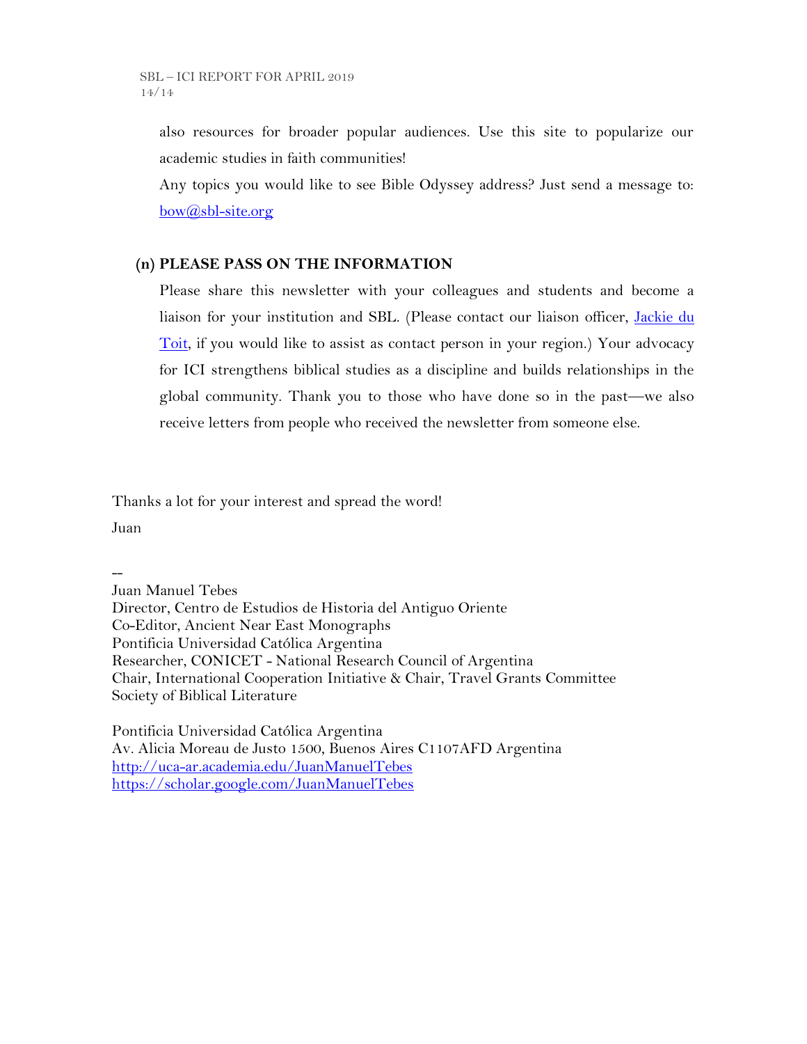also resources for broader popular audiences. Use this site to popularize our academic studies in faith communities!

Any topics you would like to see Bible Odyssey address? Just send a message to: bow@sbl-site.org

**(n) PLEASE PASS ON THE INFORMATION**

Please share this newsletter with your colleagues and students and become a liaison for your institution and SBL. (Please contact our liaison officer, Jackie du Toit, if you would like to assist as contact person in your region.) Your advocacy for ICI strengthens biblical studies as a discipline and builds relationships in the global community. Thank you to those who have done so in the past—we also receive letters from people who received the newsletter from someone else.

Thanks a lot for your interest and spread the word!

Juan

--

Juan Manuel Tebes
Director, Centro de Estudios de Historia del Antiguo Oriente
Co-Editor, Ancient Near East Monographs
Pontificia Universidad Católica Argentina
Researcher, CONICET - National Research Council of Argentina
Chair, International Cooperation Initiative & Chair, Travel Grants Committee
Society of Biblical Literature

Pontificia Universidad Católica Argentina
Av. Alicia Moreau de Justo 1500, Buenos Aires C1107AFD Argentina
http://uca-ar.academia.edu/JuanManuelTebes
https://scholar.google.com/JuanManuelTebes